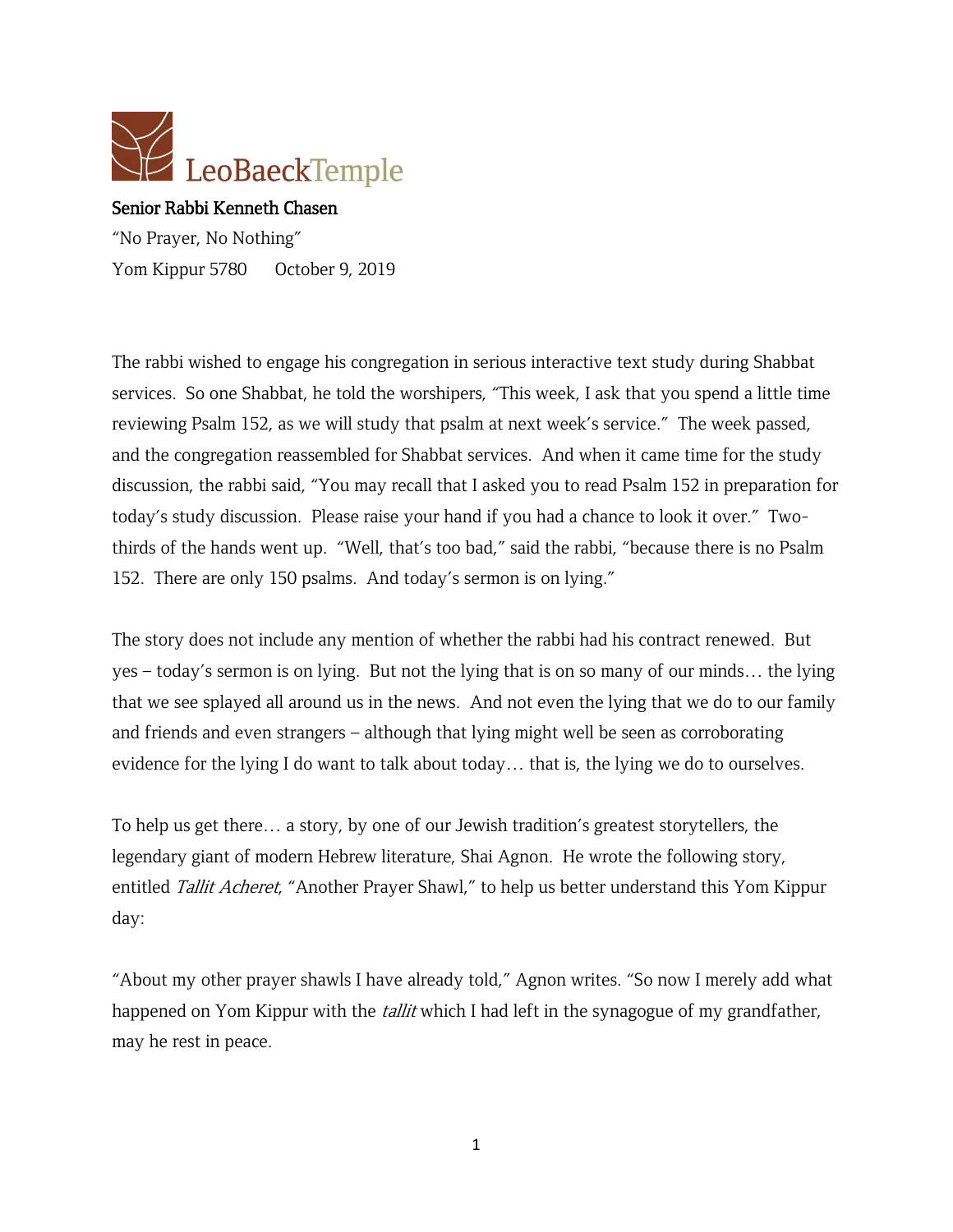LeoBaeckTemple

**Senior Rabbi Kenneth Chasen**

"No Prayer, No Nothing"

Yom Kippur 5780 October 9, 2019

The rabbi wished to engage his congregation in serious interactive text study during Shabbat services. So one Shabbat, he told the worshipers, "This week, I ask that you spend a little time reviewing Psalm 152, as we will study that psalm at next week's service." The week passed, and the congregation reassembled for Shabbat services. And when it came time for the study discussion, the rabbi said, "You may recall that I asked you to read Psalm 152 in preparation for today's study discussion. Please raise your hand if you had a chance to look it over." Two-thirds of the hands went up. "Well, that's too bad," said the rabbi, "because there is no Psalm 152. There are only 150 psalms. And today's sermon is on lying."

The story does not include any mention of whether the rabbi had his contract renewed. But yes – today's sermon is on lying. But not the lying that is on so many of our minds… the lying that we see splayed all around us in the news. And not even the lying that we do to our family and friends and even strangers – although that lying might well be seen as corroborating evidence for the lying I do want to talk about today… that is, the lying we do to ourselves.

To help us get there… a story, by one of our Jewish tradition's greatest storytellers, the legendary giant of modern Hebrew literature, Shai Agnon. He wrote the following story, entitled *Tallit Acheret*, "Another Prayer Shawl," to help us better understand this Yom Kippur day:

"About my other prayer shawls I have already told," Agnon writes. "So now I merely add what happened on Yom Kippur with the *tallit* which I had left in the synagogue of my grandfather, may he rest in peace.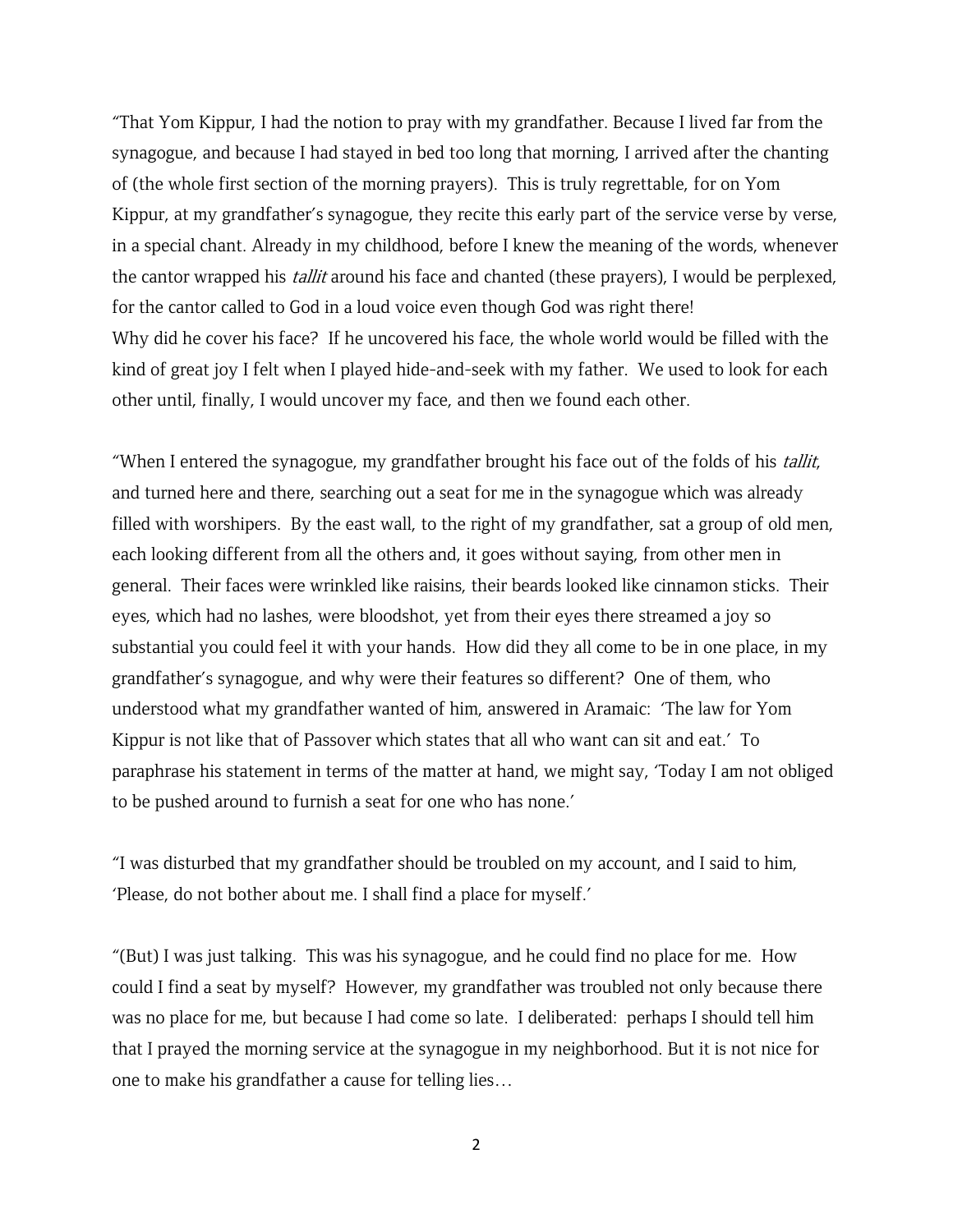"That Yom Kippur, I had the notion to pray with my grandfather. Because I lived far from the synagogue, and because I had stayed in bed too long that morning, I arrived after the chanting of (the whole first section of the morning prayers). This is truly regrettable, for on Yom Kippur, at my grandfather's synagogue, they recite this early part of the service verse by verse, in a special chant. Already in my childhood, before I knew the meaning of the words, whenever the cantor wrapped his *tallit* around his face and chanted (these prayers), I would be perplexed, for the cantor called to God in a loud voice even though God was right there!
Why did he cover his face? If he uncovered his face, the whole world would be filled with the kind of great joy I felt when I played hide-and-seek with my father. We used to look for each other until, finally, I would uncover my face, and then we found each other.

"When I entered the synagogue, my grandfather brought his face out of the folds of his *tallit*, and turned here and there, searching out a seat for me in the synagogue which was already filled with worshipers. By the east wall, to the right of my grandfather, sat a group of old men, each looking different from all the others and, it goes without saying, from other men in general. Their faces were wrinkled like raisins, their beards looked like cinnamon sticks. Their eyes, which had no lashes, were bloodshot, yet from their eyes there streamed a joy so substantial you could feel it with your hands. How did they all come to be in one place, in my grandfather's synagogue, and why were their features so different? One of them, who understood what my grandfather wanted of him, answered in Aramaic: 'The law for Yom Kippur is not like that of Passover which states that all who want can sit and eat.' To paraphrase his statement in terms of the matter at hand, we might say, 'Today I am not obliged to be pushed around to furnish a seat for one who has none.'

"I was disturbed that my grandfather should be troubled on my account, and I said to him, 'Please, do not bother about me. I shall find a place for myself.'

"(But) I was just talking. This was his synagogue, and he could find no place for me. How could I find a seat by myself? However, my grandfather was troubled not only because there was no place for me, but because I had come so late. I deliberated: perhaps I should tell him that I prayed the morning service at the synagogue in my neighborhood. But it is not nice for one to make his grandfather a cause for telling lies…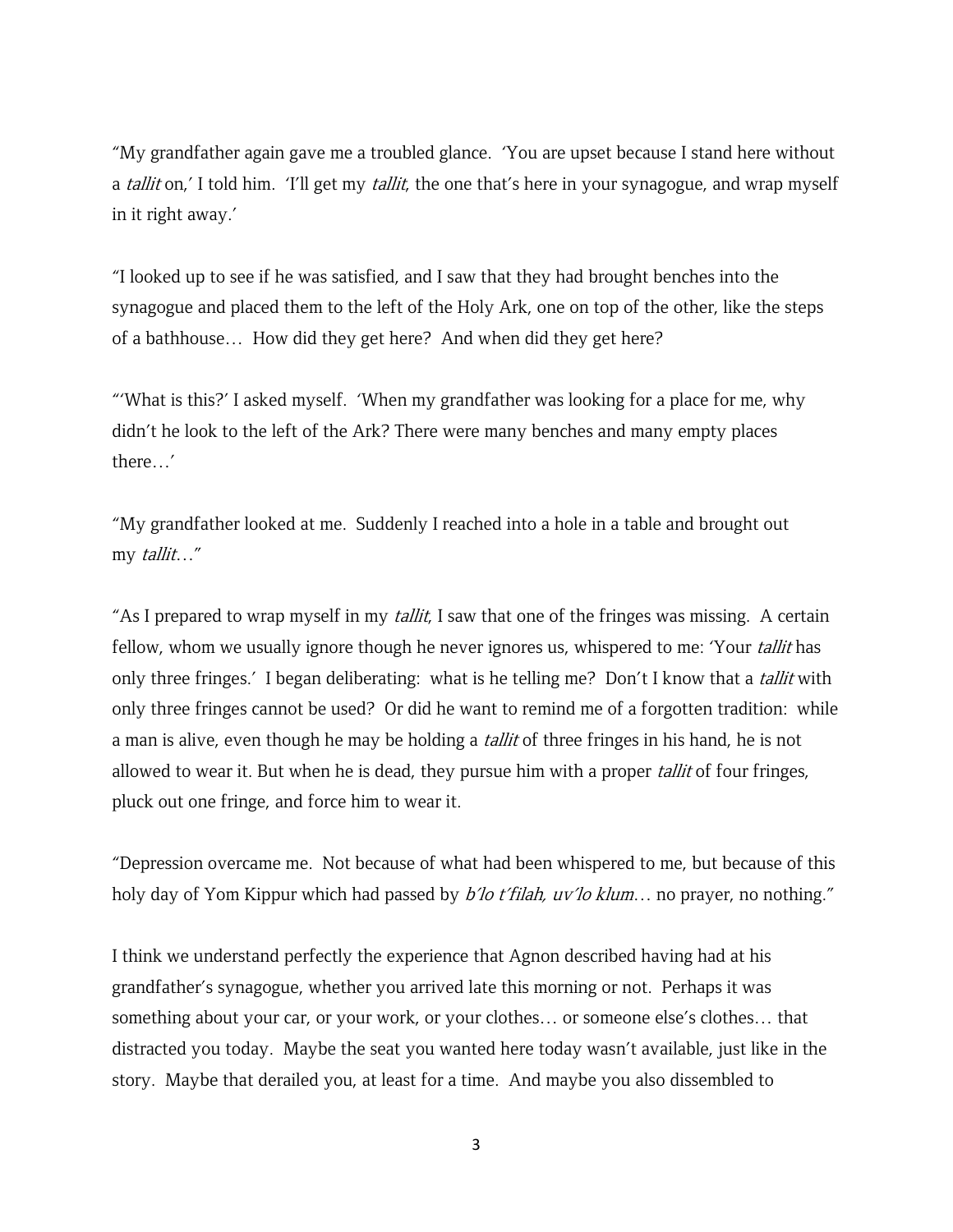"My grandfather again gave me a troubled glance. 'You are upset because I stand here without a *tallit* on,' I told him. 'I'll get my *tallit*, the one that's here in your synagogue, and wrap myself in it right away.'

"I looked up to see if he was satisfied, and I saw that they had brought benches into the synagogue and placed them to the left of the Holy Ark, one on top of the other, like the steps of a bathhouse… How did they get here? And when did they get here?

"'What is this?' I asked myself. 'When my grandfather was looking for a place for me, why didn't he look to the left of the Ark? There were many benches and many empty places there…'

"My grandfather looked at me. Suddenly I reached into a hole in a table and brought out my *tallit*…"

"As I prepared to wrap myself in my *tallit*, I saw that one of the fringes was missing. A certain fellow, whom we usually ignore though he never ignores us, whispered to me: 'Your *tallit* has only three fringes.' I began deliberating: what is he telling me? Don't I know that a *tallit* with only three fringes cannot be used? Or did he want to remind me of a forgotten tradition: while a man is alive, even though he may be holding a *tallit* of three fringes in his hand, he is not allowed to wear it. But when he is dead, they pursue him with a proper *tallit* of four fringes, pluck out one fringe, and force him to wear it.

"Depression overcame me. Not because of what had been whispered to me, but because of this holy day of Yom Kippur which had passed by *b'lo t'filah, uv'lo klum*… no prayer, no nothing."

I think we understand perfectly the experience that Agnon described having had at his grandfather's synagogue, whether you arrived late this morning or not. Perhaps it was something about your car, or your work, or your clothes… or someone else's clothes… that distracted you today. Maybe the seat you wanted here today wasn't available, just like in the story. Maybe that derailed you, at least for a time. And maybe you also dissembled to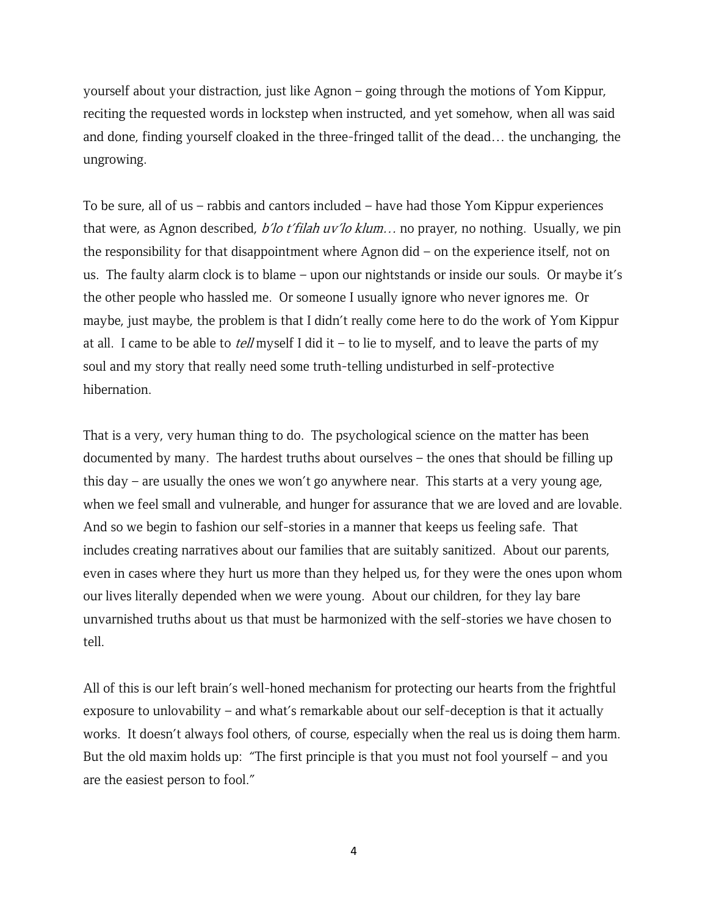yourself about your distraction, just like Agnon – going through the motions of Yom Kippur, reciting the requested words in lockstep when instructed, and yet somehow, when all was said and done, finding yourself cloaked in the three-fringed tallit of the dead… the unchanging, the ungrowing.

To be sure, all of us – rabbis and cantors included – have had those Yom Kippur experiences that were, as Agnon described, *b'lo t'filah uv'lo klum…* no prayer, no nothing. Usually, we pin the responsibility for that disappointment where Agnon did – on the experience itself, not on us. The faulty alarm clock is to blame – upon our nightstands or inside our souls. Or maybe it's the other people who hassled me. Or someone I usually ignore who never ignores me. Or maybe, just maybe, the problem is that I didn't really come here to do the work of Yom Kippur at all. I came to be able to *tell* myself I did it – to lie to myself, and to leave the parts of my soul and my story that really need some truth-telling undisturbed in self-protective hibernation.

That is a very, very human thing to do. The psychological science on the matter has been documented by many. The hardest truths about ourselves – the ones that should be filling up this day – are usually the ones we won't go anywhere near. This starts at a very young age, when we feel small and vulnerable, and hunger for assurance that we are loved and are lovable. And so we begin to fashion our self-stories in a manner that keeps us feeling safe. That includes creating narratives about our families that are suitably sanitized. About our parents, even in cases where they hurt us more than they helped us, for they were the ones upon whom our lives literally depended when we were young. About our children, for they lay bare unvarnished truths about us that must be harmonized with the self-stories we have chosen to tell.

All of this is our left brain's well-honed mechanism for protecting our hearts from the frightful exposure to unlovability – and what's remarkable about our self-deception is that it actually works. It doesn't always fool others, of course, especially when the real us is doing them harm. But the old maxim holds up: "The first principle is that you must not fool yourself – and you are the easiest person to fool."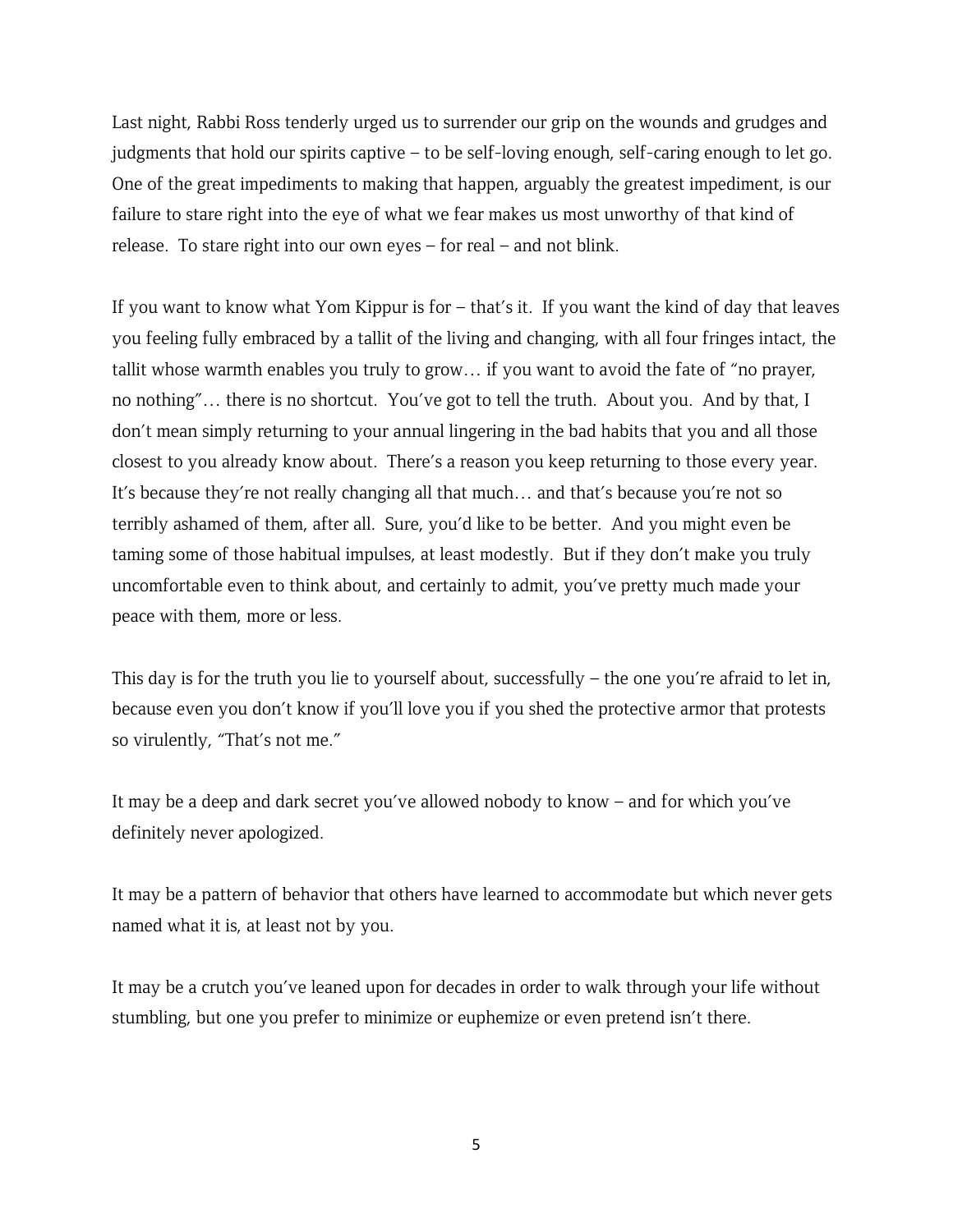Last night, Rabbi Ross tenderly urged us to surrender our grip on the wounds and grudges and judgments that hold our spirits captive – to be self-loving enough, self-caring enough to let go. One of the great impediments to making that happen, arguably the greatest impediment, is our failure to stare right into the eye of what we fear makes us most unworthy of that kind of release. To stare right into our own eyes – for real – and not blink.

If you want to know what Yom Kippur is for – that's it. If you want the kind of day that leaves you feeling fully embraced by a tallit of the living and changing, with all four fringes intact, the tallit whose warmth enables you truly to grow… if you want to avoid the fate of "no prayer, no nothing"… there is no shortcut. You've got to tell the truth. About you. And by that, I don't mean simply returning to your annual lingering in the bad habits that you and all those closest to you already know about. There's a reason you keep returning to those every year. It's because they're not really changing all that much… and that's because you're not so terribly ashamed of them, after all. Sure, you'd like to be better. And you might even be taming some of those habitual impulses, at least modestly. But if they don't make you truly uncomfortable even to think about, and certainly to admit, you've pretty much made your peace with them, more or less.

This day is for the truth you lie to yourself about, successfully – the one you're afraid to let in, because even you don't know if you'll love you if you shed the protective armor that protests so virulently, "That's not me."

It may be a deep and dark secret you've allowed nobody to know – and for which you've definitely never apologized.

It may be a pattern of behavior that others have learned to accommodate but which never gets named what it is, at least not by you.

It may be a crutch you've leaned upon for decades in order to walk through your life without stumbling, but one you prefer to minimize or euphemize or even pretend isn't there.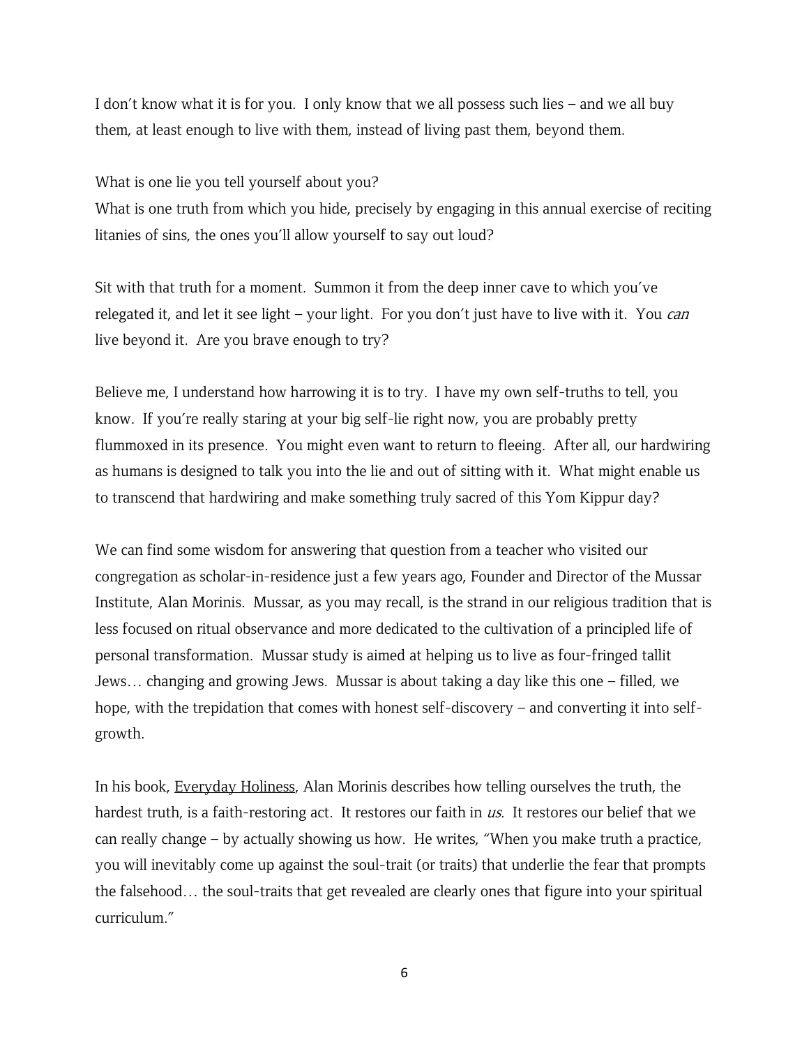I don't know what it is for you. I only know that we all possess such lies – and we all buy them, at least enough to live with them, instead of living past them, beyond them.

What is one lie you tell yourself about you?
What is one truth from which you hide, precisely by engaging in this annual exercise of reciting litanies of sins, the ones you'll allow yourself to say out loud?

Sit with that truth for a moment. Summon it from the deep inner cave to which you've relegated it, and let it see light – your light. For you don't just have to live with it. You *can* live beyond it. Are you brave enough to try?

Believe me, I understand how harrowing it is to try. I have my own self-truths to tell, you know. If you're really staring at your big self-lie right now, you are probably pretty flummoxed in its presence. You might even want to return to fleeing. After all, our hardwiring as humans is designed to talk you into the lie and out of sitting with it. What might enable us to transcend that hardwiring and make something truly sacred of this Yom Kippur day?

We can find some wisdom for answering that question from a teacher who visited our congregation as scholar-in-residence just a few years ago, Founder and Director of the Mussar Institute, Alan Morinis. Mussar, as you may recall, is the strand in our religious tradition that is less focused on ritual observance and more dedicated to the cultivation of a principled life of personal transformation. Mussar study is aimed at helping us to live as four-fringed tallit Jews… changing and growing Jews. Mussar is about taking a day like this one – filled, we hope, with the trepidation that comes with honest self-discovery – and converting it into self-growth.

In his book, <u>Everyday Holiness</u>, Alan Morinis describes how telling ourselves the truth, the hardest truth, is a faith-restoring act. It restores our faith in *us*. It restores our belief that we can really change – by actually showing us how. He writes, "When you make truth a practice, you will inevitably come up against the soul-trait (or traits) that underlie the fear that prompts the falsehood… the soul-traits that get revealed are clearly ones that figure into your spiritual curriculum."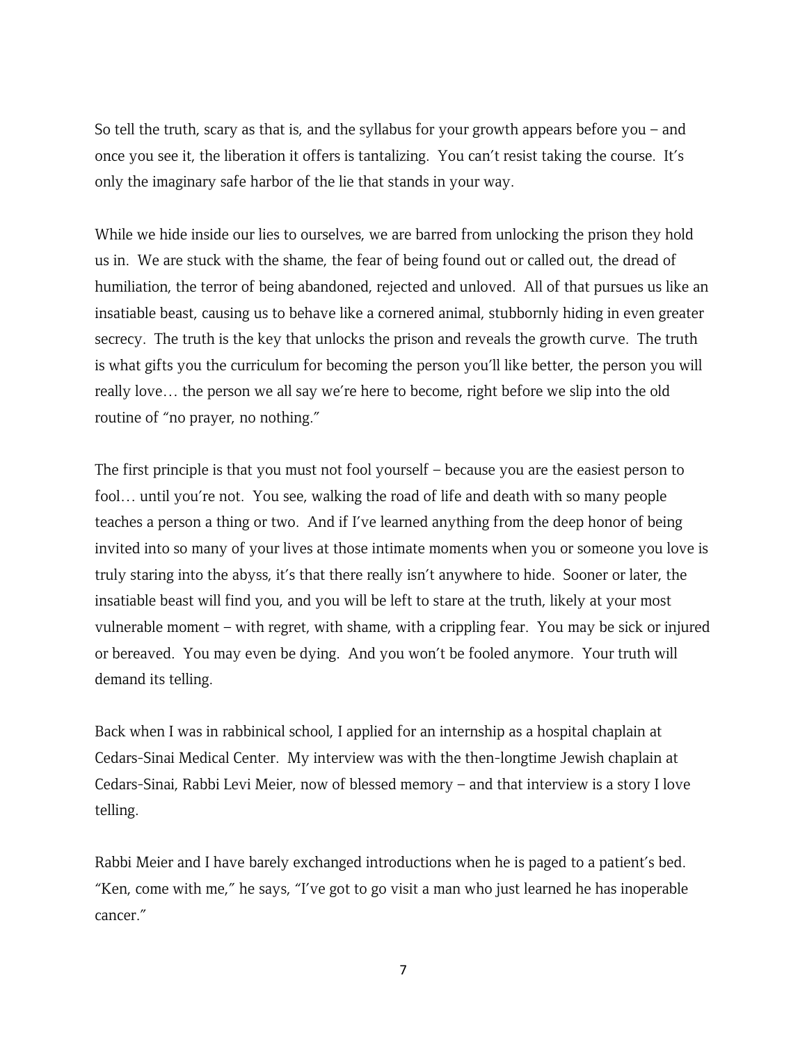So tell the truth, scary as that is, and the syllabus for your growth appears before you – and once you see it, the liberation it offers is tantalizing. You can't resist taking the course. It's only the imaginary safe harbor of the lie that stands in your way.

While we hide inside our lies to ourselves, we are barred from unlocking the prison they hold us in. We are stuck with the shame, the fear of being found out or called out, the dread of humiliation, the terror of being abandoned, rejected and unloved. All of that pursues us like an insatiable beast, causing us to behave like a cornered animal, stubbornly hiding in even greater secrecy. The truth is the key that unlocks the prison and reveals the growth curve. The truth is what gifts you the curriculum for becoming the person you'll like better, the person you will really love… the person we all say we're here to become, right before we slip into the old routine of "no prayer, no nothing."

The first principle is that you must not fool yourself – because you are the easiest person to fool… until you're not. You see, walking the road of life and death with so many people teaches a person a thing or two. And if I've learned anything from the deep honor of being invited into so many of your lives at those intimate moments when you or someone you love is truly staring into the abyss, it's that there really isn't anywhere to hide. Sooner or later, the insatiable beast will find you, and you will be left to stare at the truth, likely at your most vulnerable moment – with regret, with shame, with a crippling fear. You may be sick or injured or bereaved. You may even be dying. And you won't be fooled anymore. Your truth will demand its telling.

Back when I was in rabbinical school, I applied for an internship as a hospital chaplain at Cedars-Sinai Medical Center. My interview was with the then-longtime Jewish chaplain at Cedars-Sinai, Rabbi Levi Meier, now of blessed memory – and that interview is a story I love telling.

Rabbi Meier and I have barely exchanged introductions when he is paged to a patient's bed. "Ken, come with me," he says, "I've got to go visit a man who just learned he has inoperable cancer."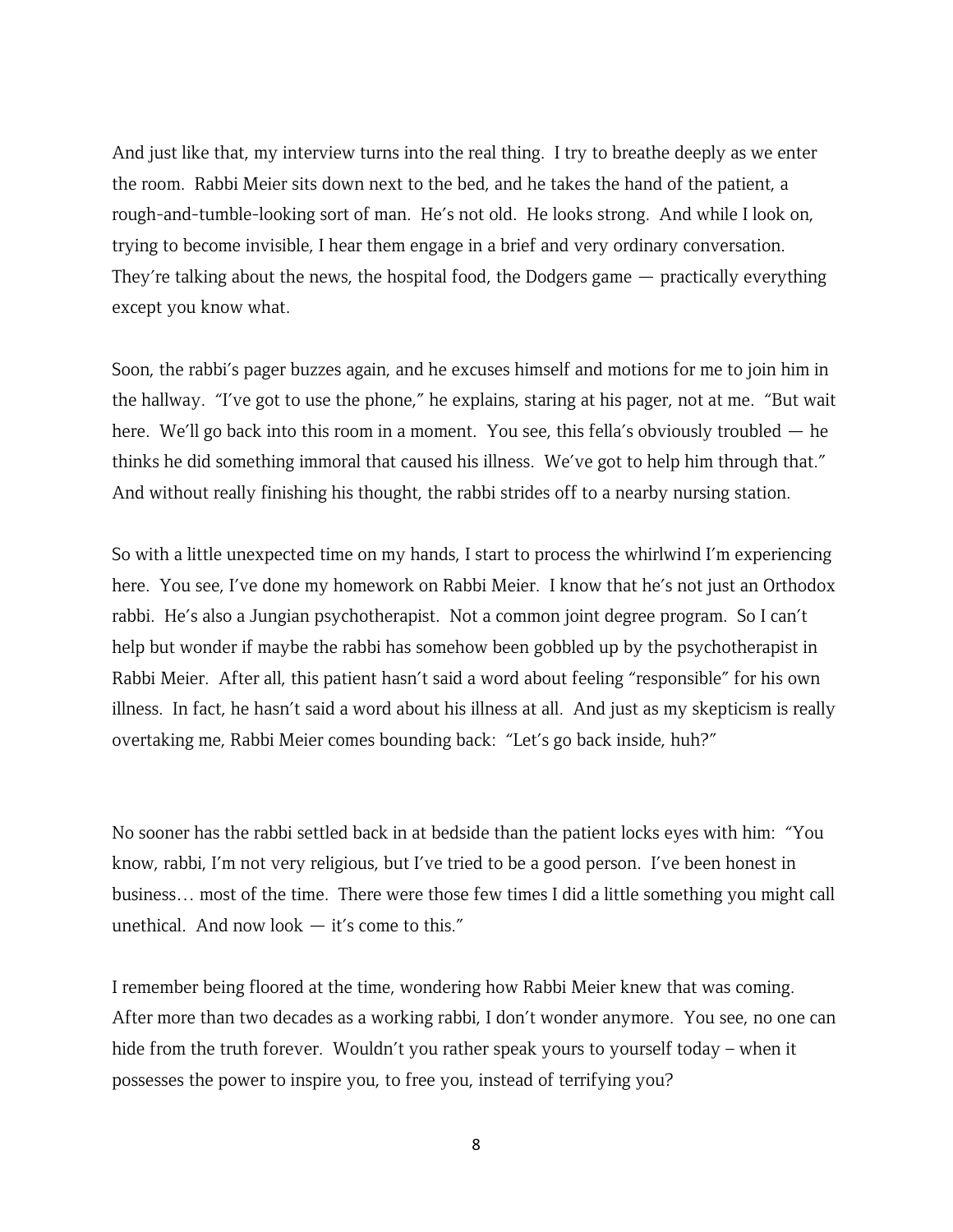And just like that, my interview turns into the real thing. I try to breathe deeply as we enter the room. Rabbi Meier sits down next to the bed, and he takes the hand of the patient, a rough-and-tumble-looking sort of man. He's not old. He looks strong. And while I look on, trying to become invisible, I hear them engage in a brief and very ordinary conversation. They're talking about the news, the hospital food, the Dodgers game — practically everything except you know what.

Soon, the rabbi's pager buzzes again, and he excuses himself and motions for me to join him in the hallway. "I've got to use the phone," he explains, staring at his pager, not at me. "But wait here. We'll go back into this room in a moment. You see, this fella's obviously troubled — he thinks he did something immoral that caused his illness. We've got to help him through that." And without really finishing his thought, the rabbi strides off to a nearby nursing station.

So with a little unexpected time on my hands, I start to process the whirlwind I'm experiencing here. You see, I've done my homework on Rabbi Meier. I know that he's not just an Orthodox rabbi. He's also a Jungian psychotherapist. Not a common joint degree program. So I can't help but wonder if maybe the rabbi has somehow been gobbled up by the psychotherapist in Rabbi Meier. After all, this patient hasn't said a word about feeling "responsible" for his own illness. In fact, he hasn't said a word about his illness at all. And just as my skepticism is really overtaking me, Rabbi Meier comes bounding back: "Let's go back inside, huh?"

No sooner has the rabbi settled back in at bedside than the patient locks eyes with him: "You know, rabbi, I'm not very religious, but I've tried to be a good person. I've been honest in business… most of the time. There were those few times I did a little something you might call unethical. And now look — it's come to this."

I remember being floored at the time, wondering how Rabbi Meier knew that was coming. After more than two decades as a working rabbi, I don't wonder anymore. You see, no one can hide from the truth forever. Wouldn't you rather speak yours to yourself today – when it possesses the power to inspire you, to free you, instead of terrifying you?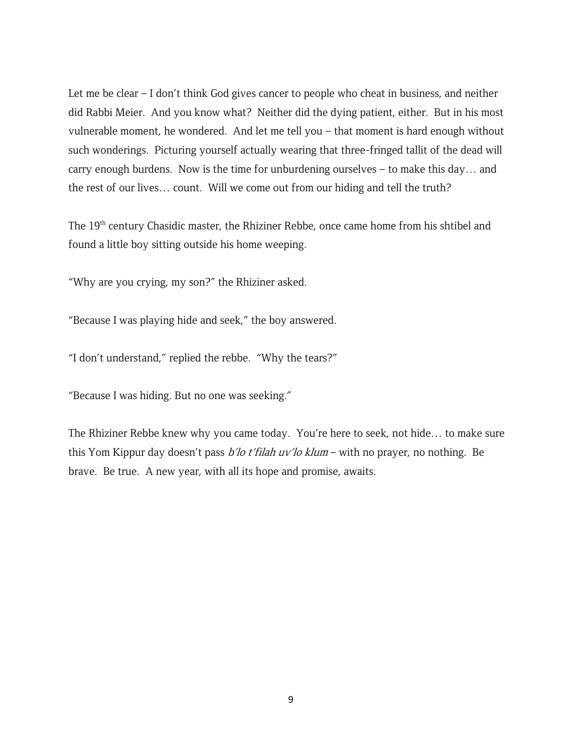Let me be clear – I don't think God gives cancer to people who cheat in business, and neither did Rabbi Meier. And you know what? Neither did the dying patient, either. But in his most vulnerable moment, he wondered. And let me tell you – that moment is hard enough without such wonderings. Picturing yourself actually wearing that three-fringed tallit of the dead will carry enough burdens. Now is the time for unburdening ourselves – to make this day… and the rest of our lives… count. Will we come out from our hiding and tell the truth?

The 19th century Chasidic master, the Rhiziner Rebbe, once came home from his shtibel and found a little boy sitting outside his home weeping.

"Why are you crying, my son?" the Rhiziner asked.

"Because I was playing hide and seek," the boy answered.

"I don't understand," replied the rebbe. "Why the tears?"

"Because I was hiding. But no one was seeking."

The Rhiziner Rebbe knew why you came today. You're here to seek, not hide… to make sure this Yom Kippur day doesn't pass *b'lo t'filah uv'lo klum* – with no prayer, no nothing. Be brave. Be true. A new year, with all its hope and promise, awaits.